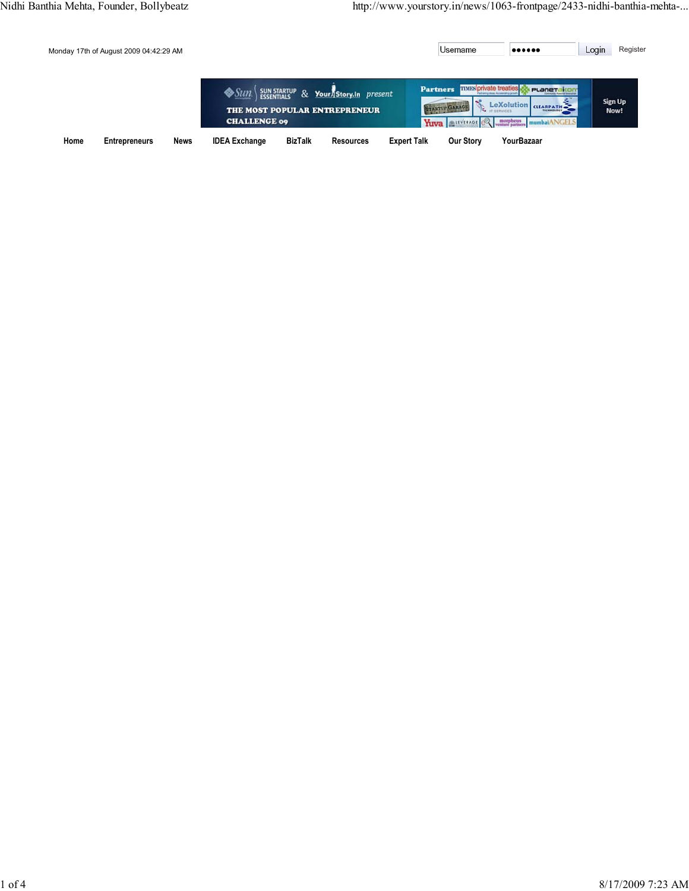Monday 17th of August 2009 04:42:29 AM

Username | •••••• | Login | Register

SUN STARTUP ESSENTIALS & YourStory.in present THE MOST POPULAR ENTREPRENEUR CHALLENGE 09

Partners

Sign Up Now!

Home | Entrepreneurs | News | IDEA Exchange | BizTalk | Resources | Expert Talk | Our Story | YourBazaar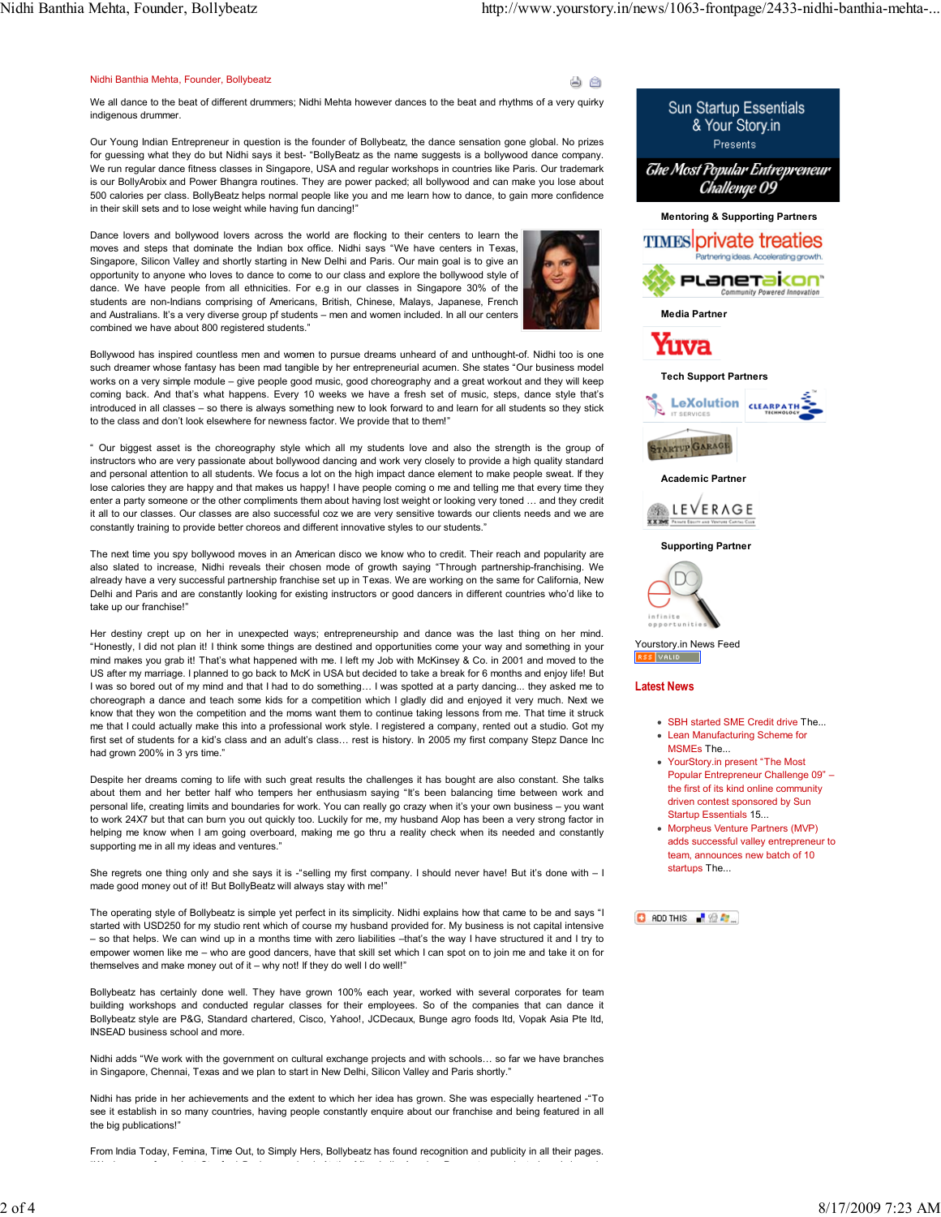Nidhi Banthia Mehta, Founder, Bollybeatz

We all dance to the beat of different drummers; Nidhi Mehta however dances to the beat and rhythms of a very quirky indigenous drummer.

Our Young Indian Entrepreneur in question is the founder of Bollybeatz, the dance sensation gone global. No prizes for guessing what they do but Nidhi says it best- "BollyBeatz as the name suggests is a bollywood dance company. We run regular dance fitness classes in Singapore, USA and regular workshops in countries like Paris. Our trademark is our BollyArobix and Power Bhangra routines. They are power packed; all bollywood and can make you lose about 500 calories per class. BollyBeatz helps normal people like you and me learn how to dance, to gain more confidence in their skill sets and to lose weight while having fun dancing!"

Dance lovers and bollywood lovers across the world are flocking to their centers to learn the moves and steps that dominate the Indian box office. Nidhi says "We have centers in Texas, Singapore, Silicon Valley and shortly starting in New Delhi and Paris. Our main goal is to give an opportunity to anyone who loves to dance to come to our class and explore the bollywood style of dance. We have people from all ethnicities. For e.g in our classes in Singapore 30% of the students are non-Indians comprising of Americans, British, Chinese, Malays, Japanese, French and Australians. It's a very diverse group pf students – men and women included. In all our centers combined we have about 800 registered students."

Bollywood has inspired countless men and women to pursue dreams unheard of and unthought-of. Nidhi too is one such dreamer whose fantasy has been made tangible by her entrepreneurial acumen. She states "Our business model works on a very simple module – give people good music, good choreography and a great workout and they will keep coming back. And that's what happens. Every 10 weeks we have a fresh set of music, steps, dance style that's introduced in all classes – so there is always something new to look forward to and learn for all students so they stick to the class and don't look elsewhere for newness factor. We provide that to them!"

" Our biggest asset is the choreography style which all my students love and also the strength is the group of instructors who are very passionate about bollywood dancing and work very closely to provide a high quality standard and personal attention to all students. We focus a lot on the high impact dance element to make people sweat. If they lose calories they are happy and that makes us happy! I have people coming o me and telling me that every time they enter a party someone or the other compliments them about having lost weight or looking very toned ... and they credit it all to our classes. Our classes are also successful coz we are very sensitive towards our clients needs and we are constantly training to provide better choreos and different innovative styles to our students."

The next time you spy bollywood moves in an American disco we know who to credit. Their reach and popularity are also slated to increase, Nidhi reveals their chosen mode of growth saying "Through partnership-franchising. We already have a very successful partnership franchise set up in Texas. We are working on the same for California, New Delhi and Paris and are constantly looking for existing instructors or good dancers in different countries who'd like to take up our franchise!"

Her destiny crept up on her in unexpected ways; entrepreneurship and dance was the last thing on her mind. "Honestly, I did not plan it! I think some things are destined and opportunities come your way and something in your mind makes you grab it! That's what happened with me. I left my Job with McKinsey & Co. in 2001 and moved to the US after my marriage. I planned to go back to McK in USA but decided to take a break for 6 months and enjoy life! But I was so bored out of my mind and that I had to do something... I was spotted at a party dancing... they asked me to choreograph a dance and teach some kids for a competition which I gladly did and enjoyed it very much. Next we know that they won the competition and the moms want them to continue taking lessons from me. That time it struck me that I could actually make this into a professional work style. I registered a company, rented out a studio. Got my first set of students for a kid's class and an adult's class... rest is history. In 2005 my first company Stepz Dance Inc had grown 200% in 3 yrs time."

Despite her dreams coming to life with such great results the challenges it has bought are also constant. She talks about them and her better half who tempers her enthusiasm saying "It's been balancing time between work and personal life, creating limits and boundaries for work. You can really go crazy when it's your own business – you want to work 24X7 but that can burn you out quickly too. Luckily for me, my husband Alop has been a very strong factor in helping me know when I am going overboard, making me go thru a reality check when its needed and constantly supporting me in all my ideas and ventures."

She regrets one thing only and she says it is -"selling my first company. I should never have! But it's done with – I made good money out of it! But BollyBeatz will always stay with me!"

The operating style of Bollybeatz is simple yet perfect in its simplicity. Nidhi explains how that came to be and says "I started with USD250 for my studio rent which of course my husband provided for. My business is not capital intensive – so that helps. We can wind up in a months time with zero liabilities –that's the way I have structured it and I try to empower women like me – who are good dancers, have that skill set which I can spot on to join me and take it on for themselves and make money out of it – why not! If they do well I do well!"

Bollybeatz has certainly done well. They have grown 100% each year, worked with several corporates for team building workshops and conducted regular classes for their employees. So of the companies that can dance it Bollybeatz style are P&G, Standard chartered, Cisco, Yahoo!, JCDecaux, Bunge agro foods ltd, Vopak Asia Pte ltd, INSEAD business school and more.

Nidhi adds "We work with the government on cultural exchange projects and with schools... so far we have branches in Singapore, Chennai, Texas and we plan to start in New Delhi, Silicon Valley and Paris shortly."

Nidhi has pride in her achievements and the extent to which her idea has grown. She was especially heartened -"To see it establish in so many countries, having people constantly enquire about our franchise and being featured in all the big publications!"

From India Today, Femina, Time Out, to Simply Hers, Bollybeatz has found recognition and publicity in all their pages.

Sun Startup Essentials & Your Story.in Presents The Most Popular Entrepreneur Challenge 09

Mentoring & Supporting Partners

Media Partner

Tech Support Partners

Academic Partner

Supporting Partner

Yourstory.in News Feed

## Latest News

- SBH started SME Credit drive The...
- Lean Manufacturing Scheme for MSMEs The...
- YourStory.in present "The Most Popular Entrepreneur Challenge 09" – the first of its kind online community driven contest sponsored by Sun Startup Essentials 15...
- Morpheus Venture Partners (MVP) adds successful valley entrepreneur to team, announces new batch of 10 startups The...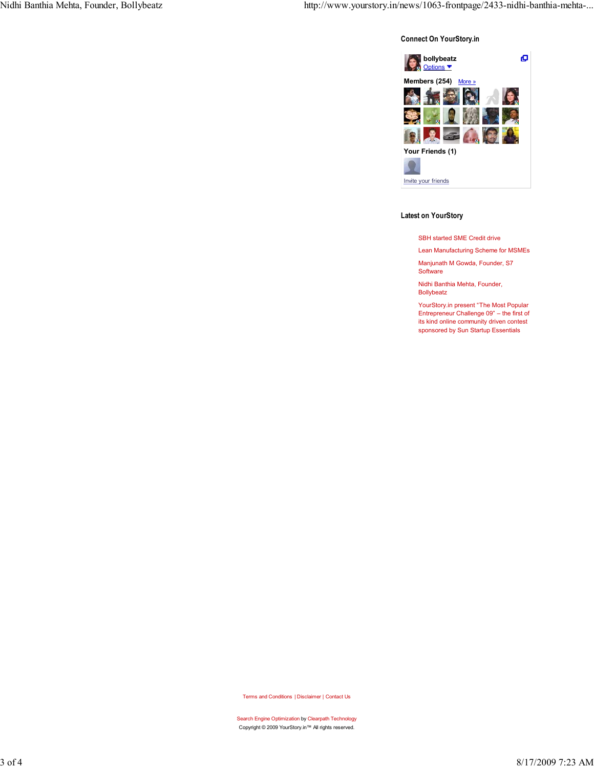### Connect On YourStory.in

**bollybeatz**
Options

**Members (254)** More »

**Your Friends (1)**

Invite your friends

### Latest on YourStory

- SBH started SME Credit drive
- Lean Manufacturing Scheme for MSMEs
- Manjunath M Gowda, Founder, S7 Software
- Nidhi Banthia Mehta, Founder, Bollybeatz
- YourStory.in present "The Most Popular Entrepreneur Challenge 09" – the first of its kind online community driven contest sponsored by Sun Startup Essentials

Terms and Conditions | Disclaimer | Contact Us

Search Engine Optimization by Clearpath Technology
Copyright © 2009 YourStory.in™ All rights reserved.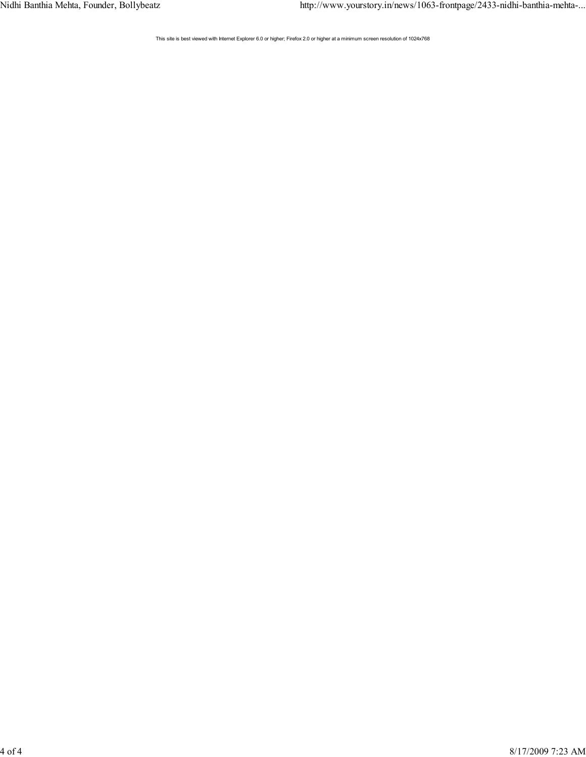This site is best viewed with Internet Explorer 6.0 or higher; Firefox 2.0 or higher at a minimum screen resolution of 1024x768